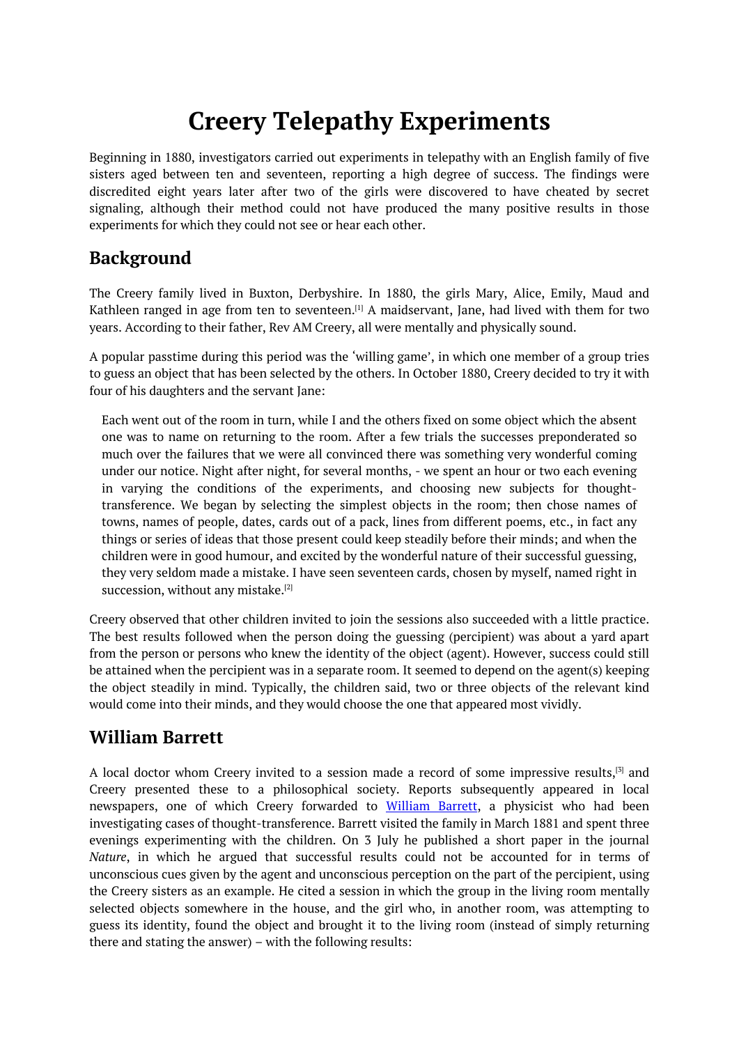# Creery Telepathy Experiments

Beginning in 1880, investigators carried out experiments in telepathy with an English family of five sisters aged between ten and seventeen, reporting a high degree of success. The findings were discredited eight years later after two of the girls were discovered to have cheated by secret signaling, although their method could not have produced the many positive results in those experiments for which they could not see or hear each other.

## Background

The Creery family lived in Buxton, Derbyshire. In 1880, the girls Mary, Alice, Emily, Maud and Kathleen ranged in age from ten to seventeen.[1] A maidservant, Jane, had lived with them for two years. According to their father, Rev AM Creery, all were mentally and physically sound.

A popular passtime during this period was the 'willing game', in which one member of a group tries to guess an object that has been selected by the others. In October 1880, Creery decided to try it with four of his daughters and the servant Jane:

> Each went out of the room in turn, while I and the others fixed on some object which the absent one was to name on returning to the room. After a few trials the successes preponderated so much over the failures that we were all convinced there was something very wonderful coming under our notice. Night after night, for several months, - we spent an hour or two each evening in varying the conditions of the experiments, and choosing new subjects for thought-transference. We began by selecting the simplest objects in the room; then chose names of towns, names of people, dates, cards out of a pack, lines from different poems, etc., in fact any things or series of ideas that those present could keep steadily before their minds; and when the children were in good humour, and excited by the wonderful nature of their successful guessing, they very seldom made a mistake. I have seen seventeen cards, chosen by myself, named right in succession, without any mistake.[2]

Creery observed that other children invited to join the sessions also succeeded with a little practice. The best results followed when the person doing the guessing (percipient) was about a yard apart from the person or persons who knew the identity of the object (agent). However, success could still be attained when the percipient was in a separate room. It seemed to depend on the agent(s) keeping the object steadily in mind. Typically, the children said, two or three objects of the relevant kind would come into their minds, and they would choose the one that appeared most vividly.

## William Barrett

A local doctor whom Creery invited to a session made a record of some impressive results,[3] and Creery presented these to a philosophical society. Reports subsequently appeared in local newspapers, one of which Creery forwarded to William Barrett, a physicist who had been investigating cases of thought-transference. Barrett visited the family in March 1881 and spent three evenings experimenting with the children. On 3 July he published a short paper in the journal *Nature*, in which he argued that successful results could not be accounted for in terms of unconscious cues given by the agent and unconscious perception on the part of the percipient, using the Creery sisters as an example. He cited a session in which the group in the living room mentally selected objects somewhere in the house, and the girl who, in another room, was attempting to guess its identity, found the object and brought it to the living room (instead of simply returning there and stating the answer) – with the following results: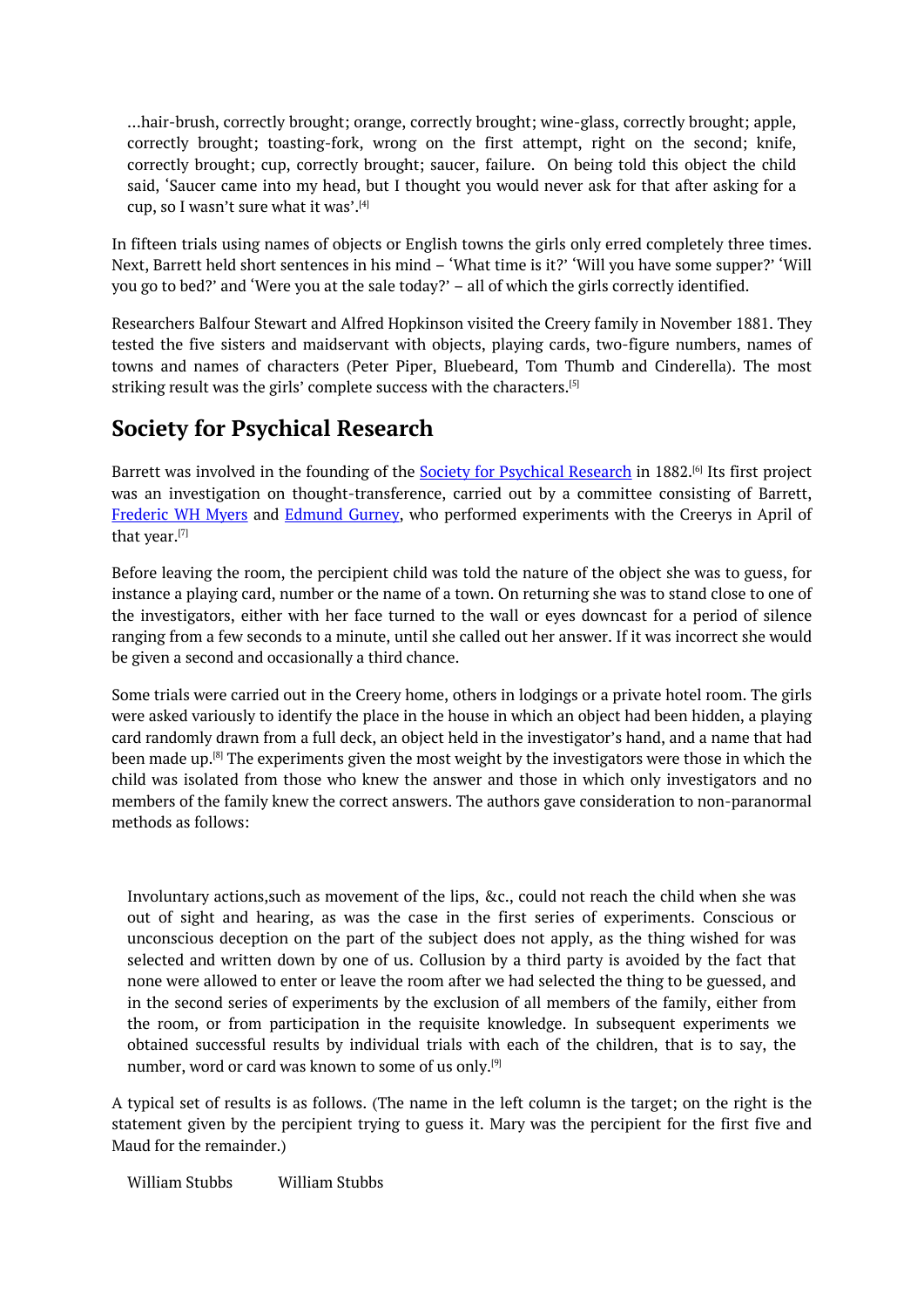> ...hair-brush, correctly brought; orange, correctly brought; wine-glass, correctly brought; apple, correctly brought; toasting-fork, wrong on the first attempt, right on the second; knife, correctly brought; cup, correctly brought; saucer, failure. On being told this object the child said, 'Saucer came into my head, but I thought you would never ask for that after asking for a cup, so I wasn't sure what it was'.[4]

In fifteen trials using names of objects or English towns the girls only erred completely three times. Next, Barrett held short sentences in his mind – 'What time is it?' 'Will you have some supper?' 'Will you go to bed?' and 'Were you at the sale today?' – all of which the girls correctly identified.

Researchers Balfour Stewart and Alfred Hopkinson visited the Creery family in November 1881. They tested the five sisters and maidservant with objects, playing cards, two-figure numbers, names of towns and names of characters (Peter Piper, Bluebeard, Tom Thumb and Cinderella). The most striking result was the girls' complete success with the characters.[5]

## Society for Psychical Research

Barrett was involved in the founding of the Society for Psychical Research in 1882.[6] Its first project was an investigation on thought-transference, carried out by a committee consisting of Barrett, Frederic WH Myers and Edmund Gurney, who performed experiments with the Creerys in April of that year.[7]

Before leaving the room, the percipient child was told the nature of the object she was to guess, for instance a playing card, number or the name of a town. On returning she was to stand close to one of the investigators, either with her face turned to the wall or eyes downcast for a period of silence ranging from a few seconds to a minute, until she called out her answer. If it was incorrect she would be given a second and occasionally a third chance.

Some trials were carried out in the Creery home, others in lodgings or a private hotel room. The girls were asked variously to identify the place in the house in which an object had been hidden, a playing card randomly drawn from a full deck, an object held in the investigator's hand, and a name that had been made up.[8] The experiments given the most weight by the investigators were those in which the child was isolated from those who knew the answer and those in which only investigators and no members of the family knew the correct answers. The authors gave consideration to non-paranormal methods as follows:

> Involuntary actions,such as movement of the lips, &c., could not reach the child when she was out of sight and hearing, as was the case in the first series of experiments. Conscious or unconscious deception on the part of the subject does not apply, as the thing wished for was selected and written down by one of us. Collusion by a third party is avoided by the fact that none were allowed to enter or leave the room after we had selected the thing to be guessed, and in the second series of experiments by the exclusion of all members of the family, either from the room, or from participation in the requisite knowledge. In subsequent experiments we obtained successful results by individual trials with each of the children, that is to say, the number, word or card was known to some of us only.[9]

A typical set of results is as follows. (The name in the left column is the target; on the right is the statement given by the percipient trying to guess it. Mary was the percipient for the first five and Maud for the remainder.)

| | |
|---|---|
| William Stubbs | William Stubbs |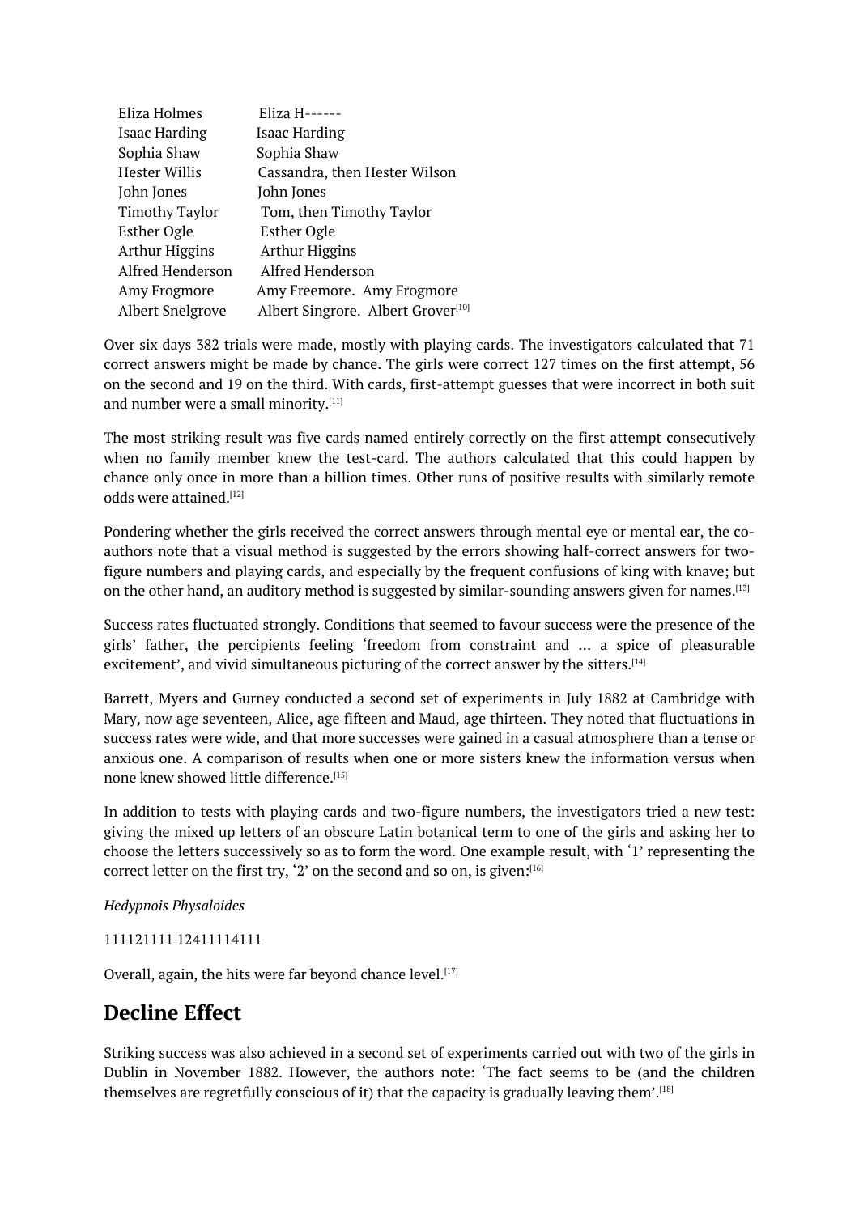| | |
|---|---|
| Eliza Holmes | Eliza H------ |
| Isaac Harding | Isaac Harding |
| Sophia Shaw | Sophia Shaw |
| Hester Willis | Cassandra, then Hester Wilson |
| John Jones | John Jones |
| Timothy Taylor | Tom, then Timothy Taylor |
| Esther Ogle | Esther Ogle |
| Arthur Higgins | Arthur Higgins |
| Alfred Henderson | Alfred Henderson |
| Amy Frogmore | Amy Freemore. Amy Frogmore |
| Albert Snelgrove | Albert Singrore. Albert Grover[10] |

Over six days 382 trials were made, mostly with playing cards. The investigators calculated that 71 correct answers might be made by chance. The girls were correct 127 times on the first attempt, 56 on the second and 19 on the third. With cards, first-attempt guesses that were incorrect in both suit and number were a small minority.[11]

The most striking result was five cards named entirely correctly on the first attempt consecutively when no family member knew the test-card. The authors calculated that this could happen by chance only once in more than a billion times. Other runs of positive results with similarly remote odds were attained.[12]

Pondering whether the girls received the correct answers through mental eye or mental ear, the co-authors note that a visual method is suggested by the errors showing half-correct answers for two-figure numbers and playing cards, and especially by the frequent confusions of king with knave; but on the other hand, an auditory method is suggested by similar-sounding answers given for names.[13]

Success rates fluctuated strongly. Conditions that seemed to favour success were the presence of the girls' father, the percipients feeling 'freedom from constraint and … a spice of pleasurable excitement', and vivid simultaneous picturing of the correct answer by the sitters.[14]

Barrett, Myers and Gurney conducted a second set of experiments in July 1882 at Cambridge with Mary, now age seventeen, Alice, age fifteen and Maud, age thirteen. They noted that fluctuations in success rates were wide, and that more successes were gained in a casual atmosphere than a tense or anxious one. A comparison of results when one or more sisters knew the information versus when none knew showed little difference.[15]

In addition to tests with playing cards and two-figure numbers, the investigators tried a new test: giving the mixed up letters of an obscure Latin botanical term to one of the girls and asking her to choose the letters successively so as to form the word. One example result, with '1' representing the correct letter on the first try, '2' on the second and so on, is given:[16]

*Hedypnois Physaloides*

111121111 12411114111

Overall, again, the hits were far beyond chance level.[17]

## Decline Effect

Striking success was also achieved in a second set of experiments carried out with two of the girls in Dublin in November 1882. However, the authors note: 'The fact seems to be (and the children themselves are regretfully conscious of it) that the capacity is gradually leaving them'.[18]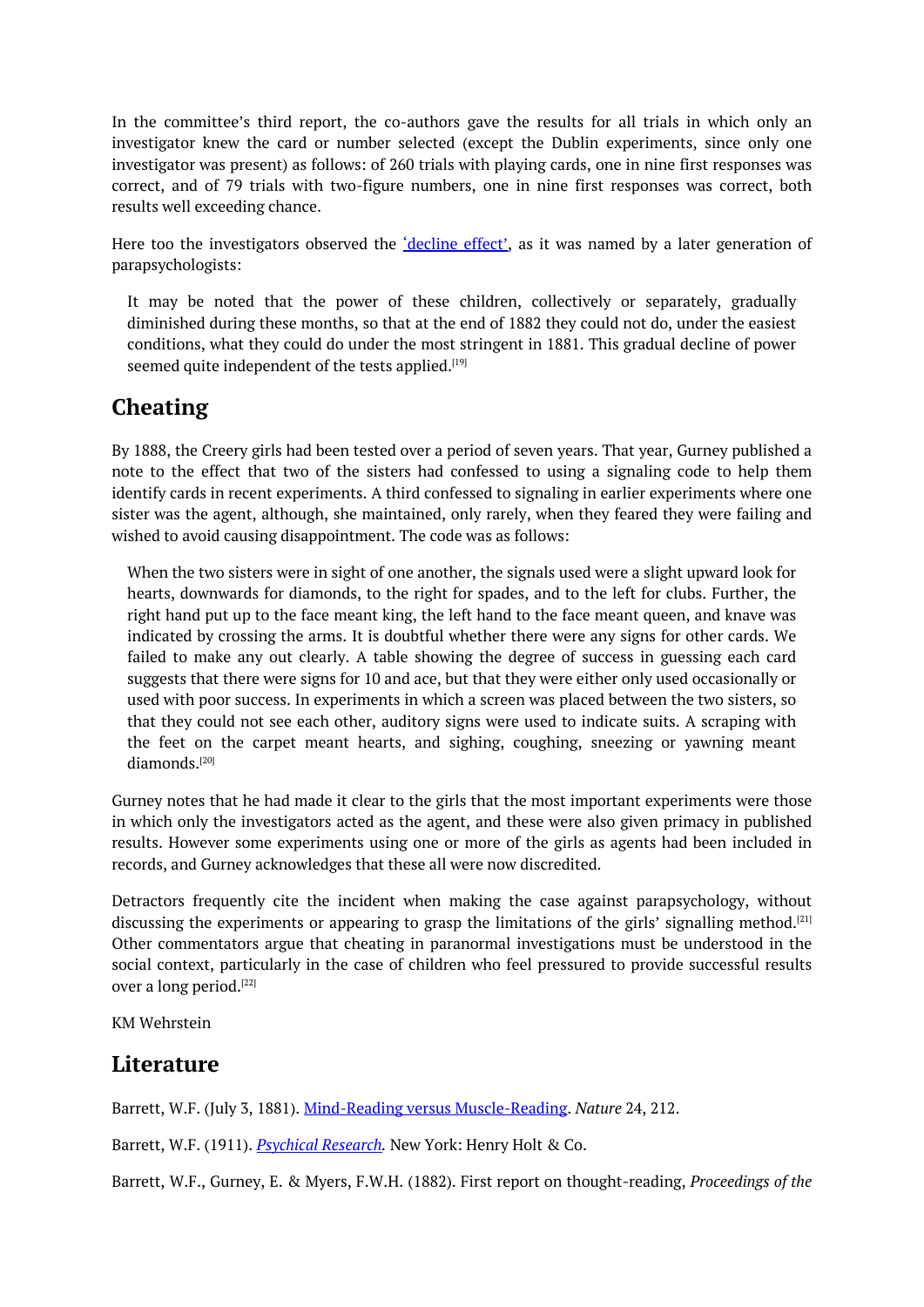In the committee's third report, the co-authors gave the results for all trials in which only an investigator knew the card or number selected (except the Dublin experiments, since only one investigator was present) as follows: of 260 trials with playing cards, one in nine first responses was correct, and of 79 trials with two-figure numbers, one in nine first responses was correct, both results well exceeding chance.

Here too the investigators observed the ['decline effect'](), as it was named by a later generation of parapsychologists:

> It may be noted that the power of these children, collectively or separately, gradually diminished during these months, so that at the end of 1882 they could not do, under the easiest conditions, what they could do under the most stringent in 1881. This gradual decline of power seemed quite independent of the tests applied.[19]

## Cheating

By 1888, the Creery girls had been tested over a period of seven years. That year, Gurney published a note to the effect that two of the sisters had confessed to using a signaling code to help them identify cards in recent experiments. A third confessed to signaling in earlier experiments where one sister was the agent, although, she maintained, only rarely, when they feared they were failing and wished to avoid causing disappointment. The code was as follows:

> When the two sisters were in sight of one another, the signals used were a slight upward look for hearts, downwards for diamonds, to the right for spades, and to the left for clubs. Further, the right hand put up to the face meant king, the left hand to the face meant queen, and knave was indicated by crossing the arms. It is doubtful whether there were any signs for other cards. We failed to make any out clearly. A table showing the degree of success in guessing each card suggests that there were signs for 10 and ace, but that they were either only used occasionally or used with poor success. In experiments in which a screen was placed between the two sisters, so that they could not see each other, auditory signs were used to indicate suits. A scraping with the feet on the carpet meant hearts, and sighing, coughing, sneezing or yawning meant diamonds.[20]

Gurney notes that he had made it clear to the girls that the most important experiments were those in which only the investigators acted as the agent, and these were also given primacy in published results. However some experiments using one or more of the girls as agents had been included in records, and Gurney acknowledges that these all were now discredited.

Detractors frequently cite the incident when making the case against parapsychology, without discussing the experiments or appearing to grasp the limitations of the girls' signalling method.[21] Other commentators argue that cheating in paranormal investigations must be understood in the social context, particularly in the case of children who feel pressured to provide successful results over a long period.[22]

KM Wehrstein

## Literature

Barrett, W.F. (July 3, 1881). [Mind-Reading versus Muscle-Reading](). *Nature* 24, 212.

Barrett, W.F. (1911). [*Psychical Research*](). New York: Henry Holt & Co.

Barrett, W.F., Gurney, E. & Myers, F.W.H. (1882). First report on thought-reading, *Proceedings of the*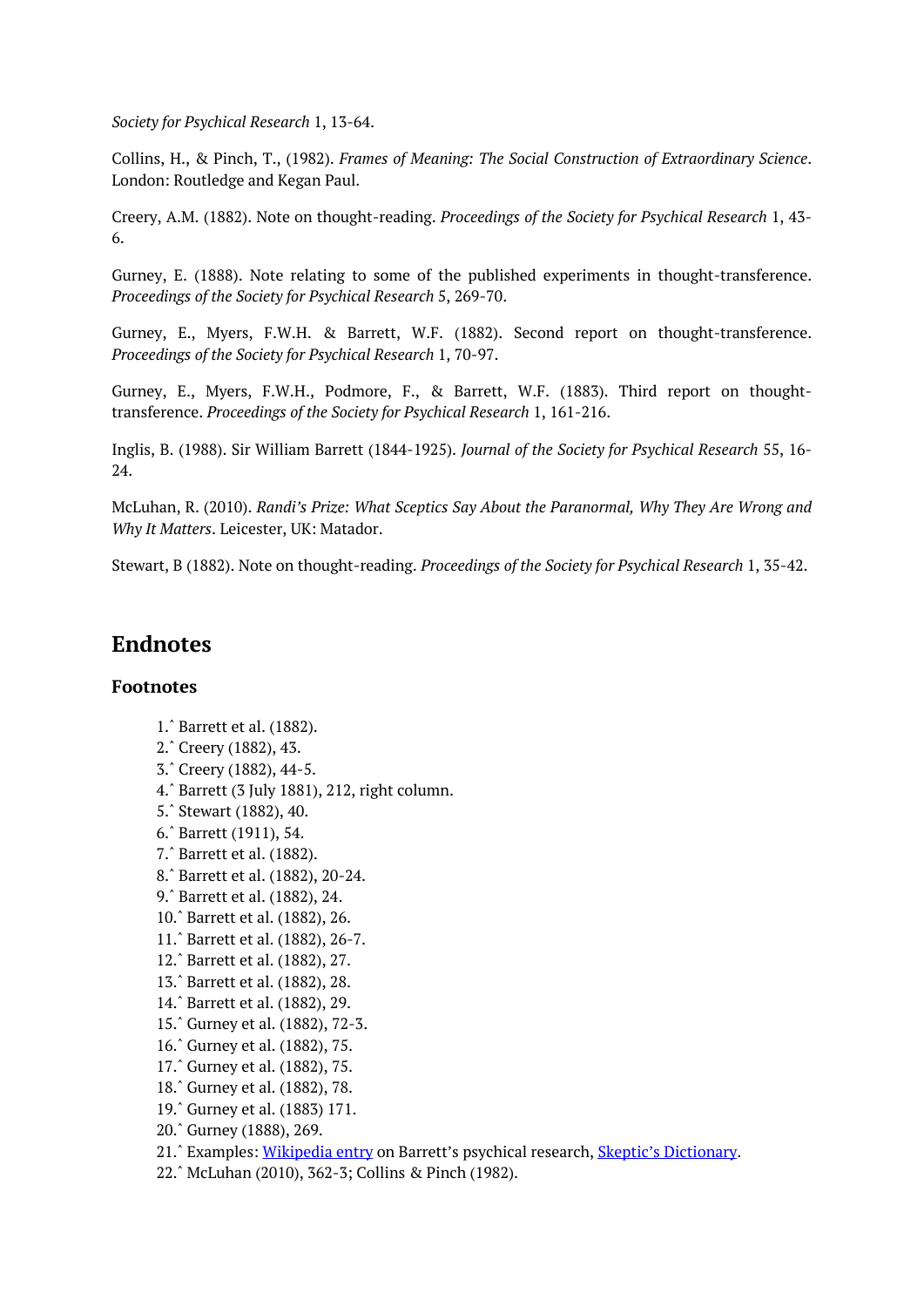*Society for Psychical Research* 1, 13-64.

Collins, H., & Pinch, T., (1982). *Frames of Meaning: The Social Construction of Extraordinary Science*. London: Routledge and Kegan Paul.

Creery, A.M. (1882). Note on thought-reading. *Proceedings of the Society for Psychical Research* 1, 43-6.

Gurney, E. (1888). Note relating to some of the published experiments in thought-transference. *Proceedings of the Society for Psychical Research* 5, 269-70.

Gurney, E., Myers, F.W.H. & Barrett, W.F. (1882). Second report on thought-transference. *Proceedings of the Society for Psychical Research* 1, 70-97.

Gurney, E., Myers, F.W.H., Podmore, F., & Barrett, W.F. (1883). Third report on thought-transference. *Proceedings of the Society for Psychical Research* 1, 161-216.

Inglis, B. (1988). Sir William Barrett (1844-1925). *Journal of the Society for Psychical Research* 55, 16-24.

McLuhan, R. (2010). *Randi's Prize: What Sceptics Say About the Paranormal, Why They Are Wrong and Why It Matters*. Leicester, UK: Matador.

Stewart, B (1882). Note on thought-reading. *Proceedings of the Society for Psychical Research* 1, 35-42.

## Endnotes

### Footnotes

1. ^ Barrett et al. (1882).
2. ^ Creery (1882), 43.
3. ^ Creery (1882), 44-5.
4. ^ Barrett (3 July 1881), 212, right column.
5. ^ Stewart (1882), 40.
6. ^ Barrett (1911), 54.
7. ^ Barrett et al. (1882).
8. ^ Barrett et al. (1882), 20-24.
9. ^ Barrett et al. (1882), 24.
10. ^ Barrett et al. (1882), 26.
11. ^ Barrett et al. (1882), 26-7.
12. ^ Barrett et al. (1882), 27.
13. ^ Barrett et al. (1882), 28.
14. ^ Barrett et al. (1882), 29.
15. ^ Gurney et al. (1882), 72-3.
16. ^ Gurney et al. (1882), 75.
17. ^ Gurney et al. (1882), 75.
18. ^ Gurney et al. (1882), 78.
19. ^ Gurney et al. (1883) 171.
20. ^ Gurney (1888), 269.
21. ^ Examples: Wikipedia entry on Barrett's psychical research, Skeptic's Dictionary.
22. ^ McLuhan (2010), 362-3; Collins & Pinch (1982).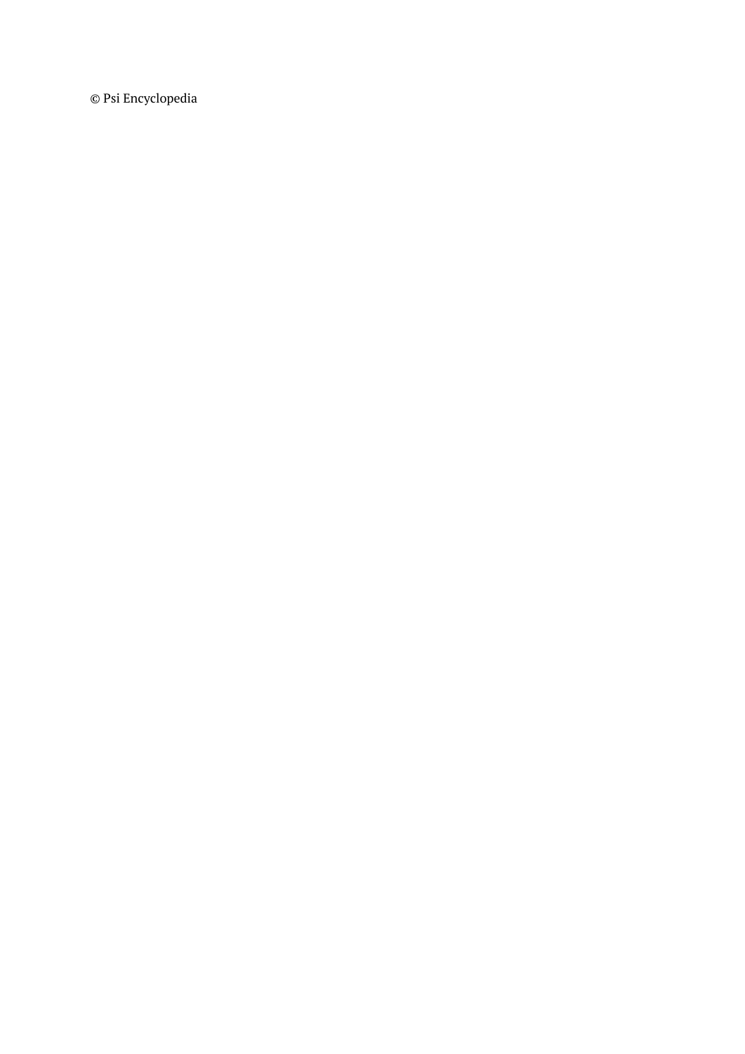© Psi Encyclopedia